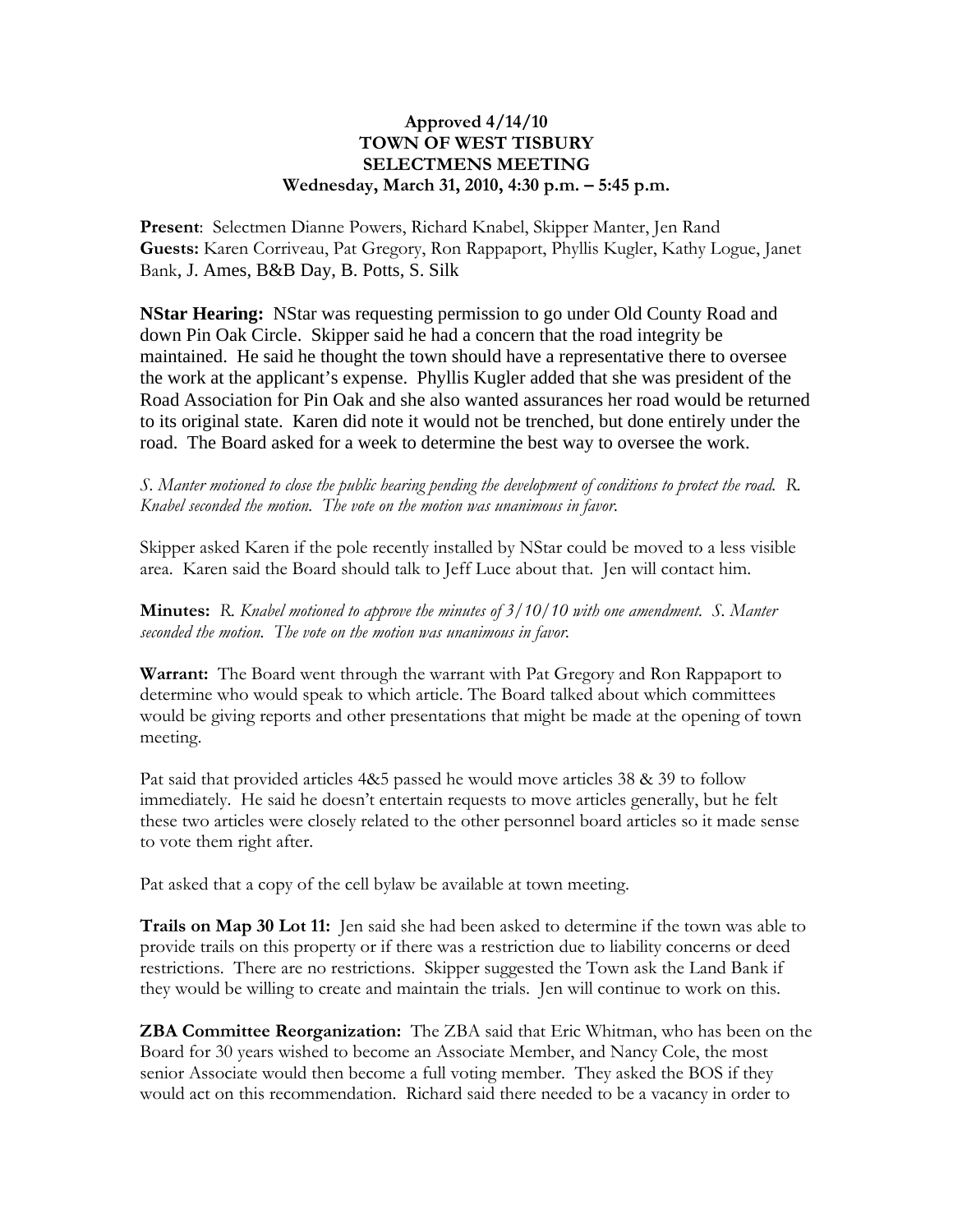**Approved 4/14/10**
**TOWN OF WEST TISBURY**
**SELECTMENS MEETING**
**Wednesday, March 31, 2010, 4:30 p.m. – 5:45 p.m.**

**Present**: Selectmen Dianne Powers, Richard Knabel, Skipper Manter, Jen Rand
**Guests:** Karen Corriveau, Pat Gregory, Ron Rappaport, Phyllis Kugler, Kathy Logue, Janet Bank, J. Ames, B&B Day, B. Potts, S. Silk

**NStar Hearing:** NStar was requesting permission to go under Old County Road and down Pin Oak Circle. Skipper said he had a concern that the road integrity be maintained. He said he thought the town should have a representative there to oversee the work at the applicant's expense. Phyllis Kugler added that she was president of the Road Association for Pin Oak and she also wanted assurances her road would be returned to its original state. Karen did note it would not be trenched, but done entirely under the road. The Board asked for a week to determine the best way to oversee the work.

*S. Manter motioned to close the public hearing pending the development of conditions to protect the road. R. Knabel seconded the motion. The vote on the motion was unanimous in favor.*

Skipper asked Karen if the pole recently installed by NStar could be moved to a less visible area. Karen said the Board should talk to Jeff Luce about that. Jen will contact him.

**Minutes:** *R. Knabel motioned to approve the minutes of 3/10/10 with one amendment. S. Manter seconded the motion. The vote on the motion was unanimous in favor.*

**Warrant:** The Board went through the warrant with Pat Gregory and Ron Rappaport to determine who would speak to which article. The Board talked about which committees would be giving reports and other presentations that might be made at the opening of town meeting.

Pat said that provided articles 4&5 passed he would move articles 38 & 39 to follow immediately. He said he doesn't entertain requests to move articles generally, but he felt these two articles were closely related to the other personnel board articles so it made sense to vote them right after.

Pat asked that a copy of the cell bylaw be available at town meeting.

**Trails on Map 30 Lot 11:** Jen said she had been asked to determine if the town was able to provide trails on this property or if there was a restriction due to liability concerns or deed restrictions. There are no restrictions. Skipper suggested the Town ask the Land Bank if they would be willing to create and maintain the trials. Jen will continue to work on this.

**ZBA Committee Reorganization:** The ZBA said that Eric Whitman, who has been on the Board for 30 years wished to become an Associate Member, and Nancy Cole, the most senior Associate would then become a full voting member. They asked the BOS if they would act on this recommendation. Richard said there needed to be a vacancy in order to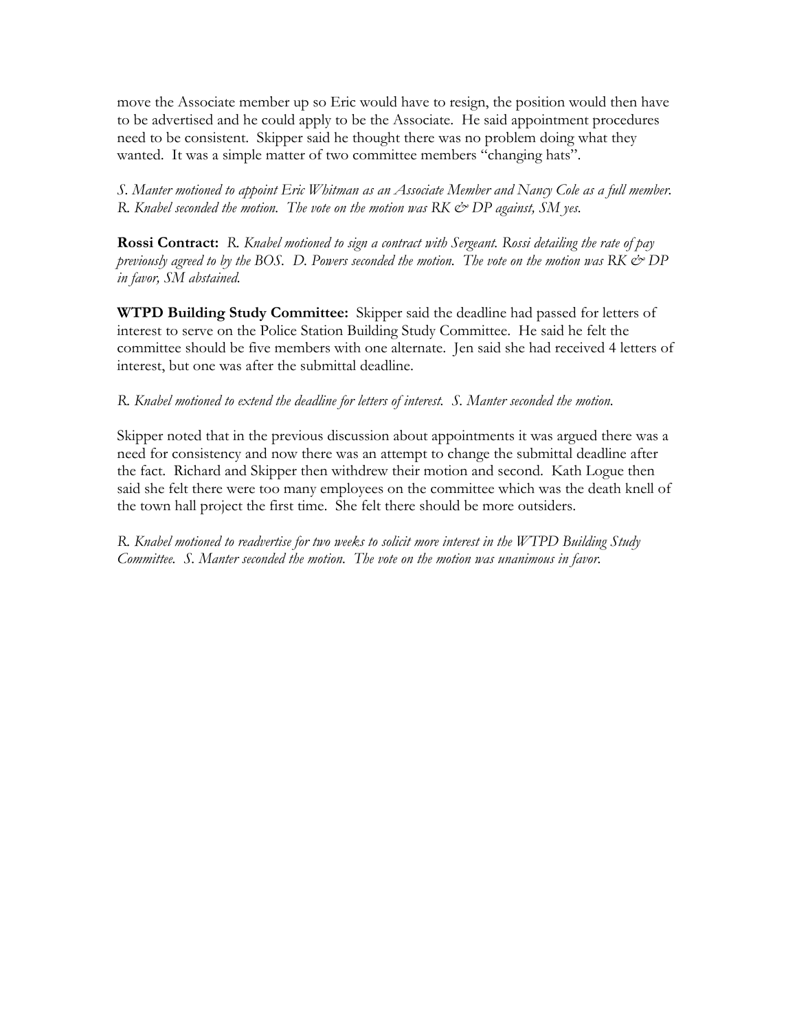move the Associate member up so Eric would have to resign, the position would then have to be advertised and he could apply to be the Associate. He said appointment procedures need to be consistent. Skipper said he thought there was no problem doing what they wanted. It was a simple matter of two committee members "changing hats".

*S. Manter motioned to appoint Eric Whitman as an Associate Member and Nancy Cole as a full member. R. Knabel seconded the motion. The vote on the motion was RK & DP against, SM yes.*

**Rossi Contract:** *R. Knabel motioned to sign a contract with Sergeant. Rossi detailing the rate of pay previously agreed to by the BOS. D. Powers seconded the motion. The vote on the motion was RK & DP in favor, SM abstained.*

**WTPD Building Study Committee:** Skipper said the deadline had passed for letters of interest to serve on the Police Station Building Study Committee. He said he felt the committee should be five members with one alternate. Jen said she had received 4 letters of interest, but one was after the submittal deadline.

*R. Knabel motioned to extend the deadline for letters of interest. S. Manter seconded the motion.*

Skipper noted that in the previous discussion about appointments it was argued there was a need for consistency and now there was an attempt to change the submittal deadline after the fact. Richard and Skipper then withdrew their motion and second. Kath Logue then said she felt there were too many employees on the committee which was the death knell of the town hall project the first time. She felt there should be more outsiders.

*R. Knabel motioned to readvertise for two weeks to solicit more interest in the WTPD Building Study Committee. S. Manter seconded the motion. The vote on the motion was unanimous in favor.*